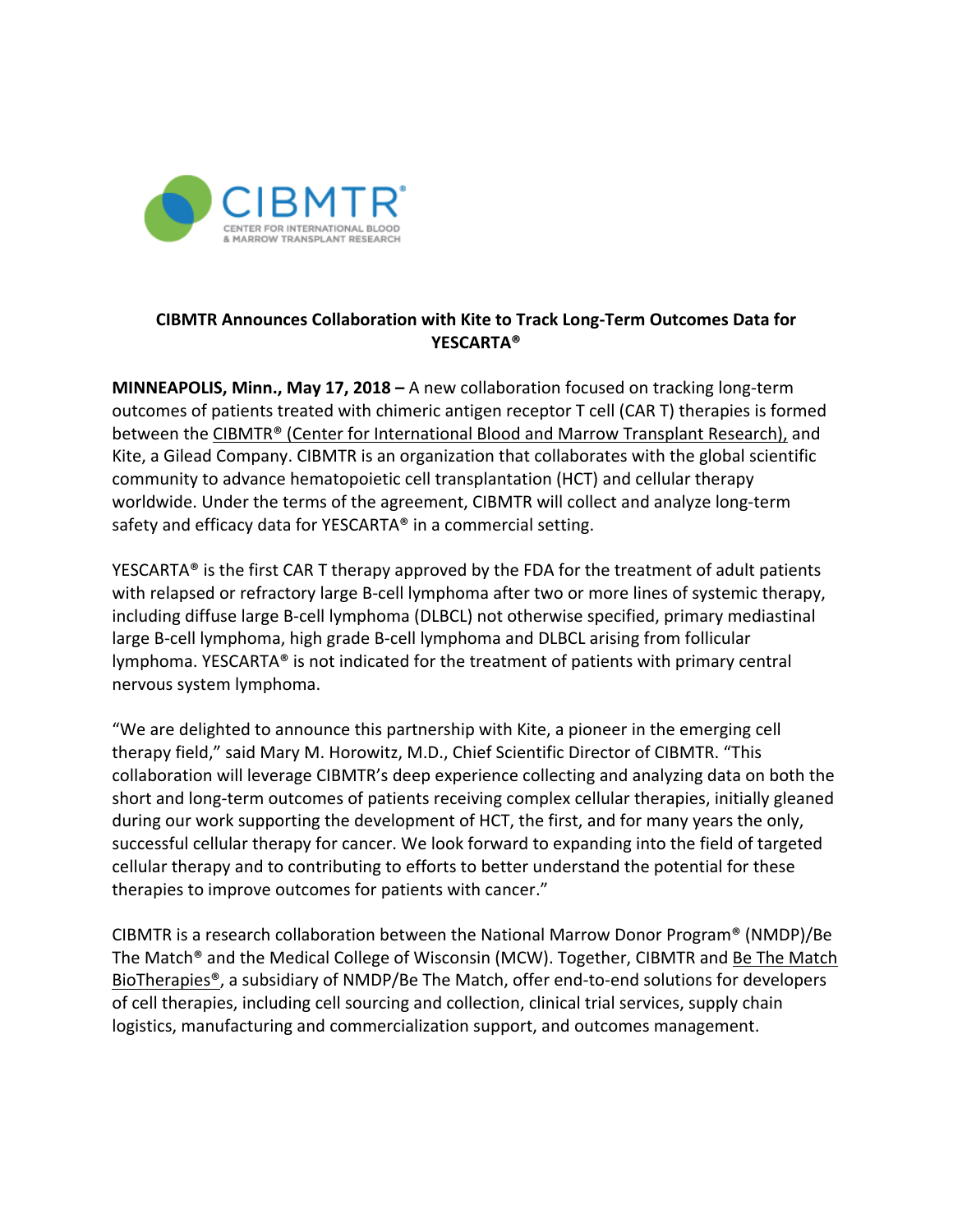# CIBMTR Announces Collaboration with Kite to Track Long-Term Outcomes Data for YESCARTA®

**MINNEAPOLIS, Minn., May 17, 2018 –** A new collaboration focused on tracking long-term outcomes of patients treated with chimeric antigen receptor T cell (CAR T) therapies is formed between the CIBMTR® (Center for International Blood and Marrow Transplant Research), and Kite, a Gilead Company. CIBMTR is an organization that collaborates with the global scientific community to advance hematopoietic cell transplantation (HCT) and cellular therapy worldwide. Under the terms of the agreement, CIBMTR will collect and analyze long-term safety and efficacy data for YESCARTA® in a commercial setting.

YESCARTA® is the first CAR T therapy approved by the FDA for the treatment of adult patients with relapsed or refractory large B-cell lymphoma after two or more lines of systemic therapy, including diffuse large B-cell lymphoma (DLBCL) not otherwise specified, primary mediastinal large B-cell lymphoma, high grade B-cell lymphoma and DLBCL arising from follicular lymphoma. YESCARTA® is not indicated for the treatment of patients with primary central nervous system lymphoma.

"We are delighted to announce this partnership with Kite, a pioneer in the emerging cell therapy field," said Mary M. Horowitz, M.D., Chief Scientific Director of CIBMTR. "This collaboration will leverage CIBMTR's deep experience collecting and analyzing data on both the short and long-term outcomes of patients receiving complex cellular therapies, initially gleaned during our work supporting the development of HCT, the first, and for many years the only, successful cellular therapy for cancer. We look forward to expanding into the field of targeted cellular therapy and to contributing to efforts to better understand the potential for these therapies to improve outcomes for patients with cancer."

CIBMTR is a research collaboration between the National Marrow Donor Program® (NMDP)/Be The Match® and the Medical College of Wisconsin (MCW). Together, CIBMTR and Be The Match BioTherapies®, a subsidiary of NMDP/Be The Match, offer end-to-end solutions for developers of cell therapies, including cell sourcing and collection, clinical trial services, supply chain logistics, manufacturing and commercialization support, and outcomes management.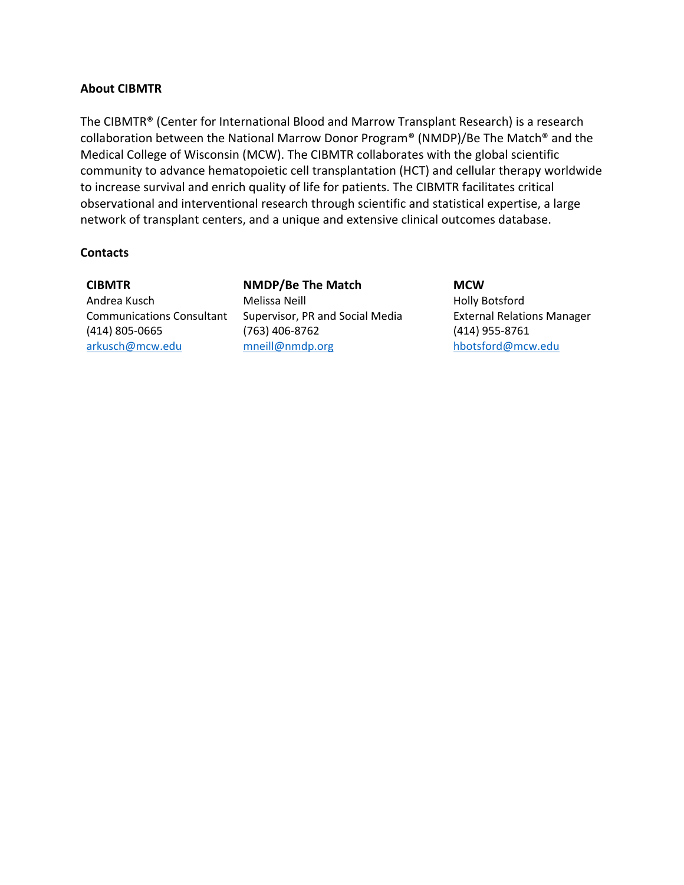**About CIBMTR**

The CIBMTR® (Center for International Blood and Marrow Transplant Research) is a research collaboration between the National Marrow Donor Program® (NMDP)/Be The Match® and the Medical College of Wisconsin (MCW). The CIBMTR collaborates with the global scientific community to advance hematopoietic cell transplantation (HCT) and cellular therapy worldwide to increase survival and enrich quality of life for patients. The CIBMTR facilitates critical observational and interventional research through scientific and statistical expertise, a large network of transplant centers, and a unique and extensive clinical outcomes database.

**Contacts**

| | | |
|---|---|---|
| **CIBMTR** | **NMDP/Be The Match** | **MCW** |
| Andrea Kusch | Melissa Neill | Holly Botsford |
| Communications Consultant | Supervisor, PR and Social Media | External Relations Manager |
| (414) 805-0665 | (763) 406-8762 | (414) 955-8761 |
| arkusch@mcw.edu | mneill@nmdp.org | hbotsford@mcw.edu |